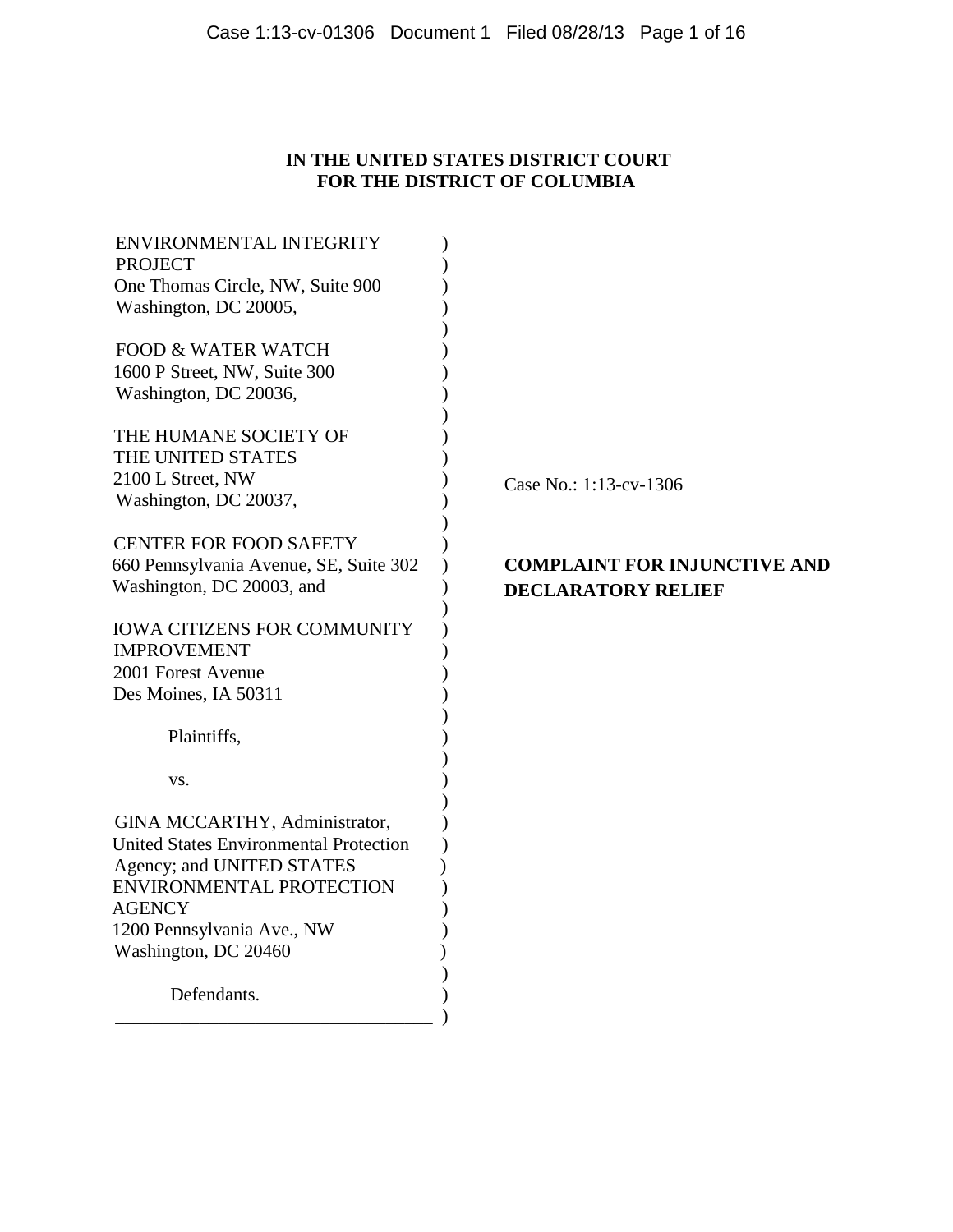**IN THE UNITED STATES DISTRICT COURT**
**FOR THE DISTRICT OF COLUMBIA**

ENVIRONMENTAL INTEGRITY PROJECT
One Thomas Circle, NW, Suite 900
Washington, DC 20005,

FOOD & WATER WATCH
1600 P Street, NW, Suite 300
Washington, DC 20036,

THE HUMANE SOCIETY OF THE UNITED STATES
2100 L Street, NW
Washington, DC 20037,

CENTER FOR FOOD SAFETY
660 Pennsylvania Avenue, SE, Suite 302
Washington, DC 20003, and

IOWA CITIZENS FOR COMMUNITY IMPROVEMENT
2001 Forest Avenue
Des Moines, IA 50311

Plaintiffs,

vs.

GINA MCCARTHY, Administrator, United States Environmental Protection Agency; and UNITED STATES ENVIRONMENTAL PROTECTION AGENCY
1200 Pennsylvania Ave., NW
Washington, DC 20460

Defendants.

Case No.: 1:13-cv-1306

**COMPLAINT FOR INJUNCTIVE AND DECLARATORY RELIEF**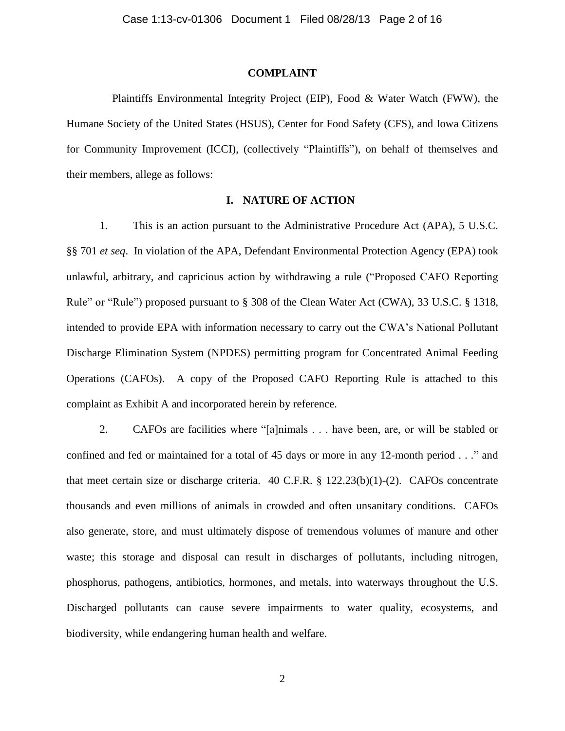# COMPLAINT

Plaintiffs Environmental Integrity Project (EIP), Food & Water Watch (FWW), the Humane Society of the United States (HSUS), Center for Food Safety (CFS), and Iowa Citizens for Community Improvement (ICCI), (collectively "Plaintiffs"), on behalf of themselves and their members, allege as follows:

## I. NATURE OF ACTION

1. This is an action pursuant to the Administrative Procedure Act (APA), 5 U.S.C. §§ 701 *et seq*. In violation of the APA, Defendant Environmental Protection Agency (EPA) took unlawful, arbitrary, and capricious action by withdrawing a rule ("Proposed CAFO Reporting Rule" or "Rule") proposed pursuant to § 308 of the Clean Water Act (CWA), 33 U.S.C. § 1318, intended to provide EPA with information necessary to carry out the CWA's National Pollutant Discharge Elimination System (NPDES) permitting program for Concentrated Animal Feeding Operations (CAFOs). A copy of the Proposed CAFO Reporting Rule is attached to this complaint as Exhibit A and incorporated herein by reference.

2. CAFOs are facilities where "[a]nimals . . . have been, are, or will be stabled or confined and fed or maintained for a total of 45 days or more in any 12-month period . . ." and that meet certain size or discharge criteria. 40 C.F.R. § 122.23(b)(1)-(2). CAFOs concentrate thousands and even millions of animals in crowded and often unsanitary conditions. CAFOs also generate, store, and must ultimately dispose of tremendous volumes of manure and other waste; this storage and disposal can result in discharges of pollutants, including nitrogen, phosphorus, pathogens, antibiotics, hormones, and metals, into waterways throughout the U.S. Discharged pollutants can cause severe impairments to water quality, ecosystems, and biodiversity, while endangering human health and welfare.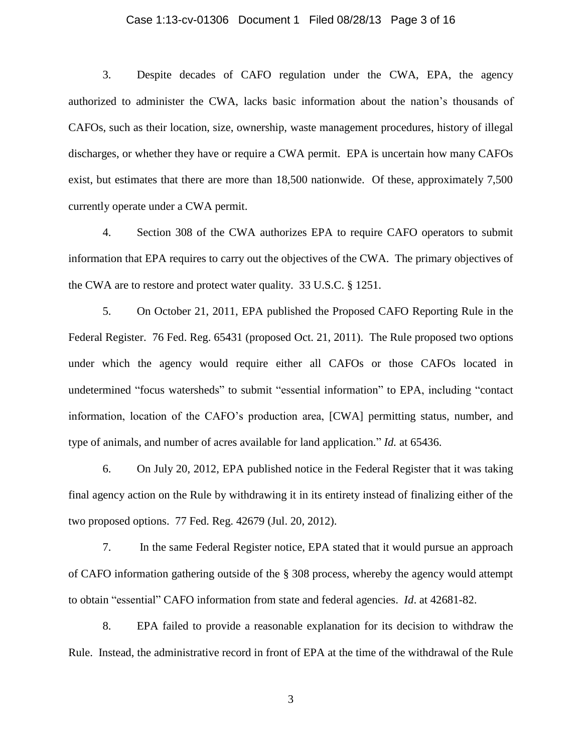3. Despite decades of CAFO regulation under the CWA, EPA, the agency authorized to administer the CWA, lacks basic information about the nation's thousands of CAFOs, such as their location, size, ownership, waste management procedures, history of illegal discharges, or whether they have or require a CWA permit. EPA is uncertain how many CAFOs exist, but estimates that there are more than 18,500 nationwide. Of these, approximately 7,500 currently operate under a CWA permit.

4. Section 308 of the CWA authorizes EPA to require CAFO operators to submit information that EPA requires to carry out the objectives of the CWA. The primary objectives of the CWA are to restore and protect water quality. 33 U.S.C. § 1251.

5. On October 21, 2011, EPA published the Proposed CAFO Reporting Rule in the Federal Register. 76 Fed. Reg. 65431 (proposed Oct. 21, 2011). The Rule proposed two options under which the agency would require either all CAFOs or those CAFOs located in undetermined "focus watersheds" to submit "essential information" to EPA, including "contact information, location of the CAFO's production area, [CWA] permitting status, number, and type of animals, and number of acres available for land application." *Id.* at 65436.

6. On July 20, 2012, EPA published notice in the Federal Register that it was taking final agency action on the Rule by withdrawing it in its entirety instead of finalizing either of the two proposed options. 77 Fed. Reg. 42679 (Jul. 20, 2012).

7. In the same Federal Register notice, EPA stated that it would pursue an approach of CAFO information gathering outside of the § 308 process, whereby the agency would attempt to obtain "essential" CAFO information from state and federal agencies. *Id*. at 42681-82.

8. EPA failed to provide a reasonable explanation for its decision to withdraw the Rule. Instead, the administrative record in front of EPA at the time of the withdrawal of the Rule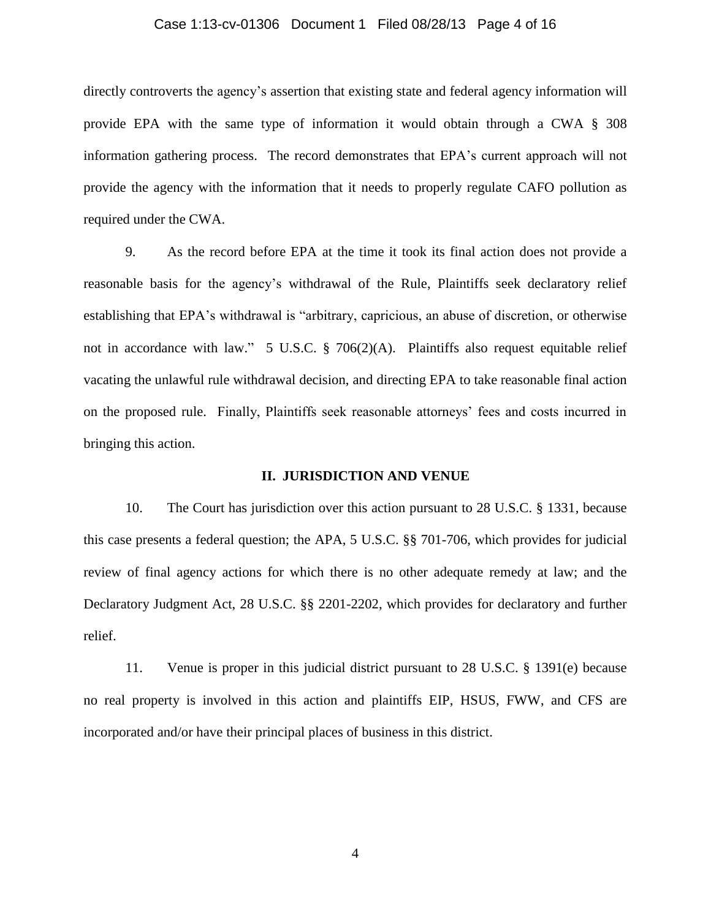directly controverts the agency's assertion that existing state and federal agency information will provide EPA with the same type of information it would obtain through a CWA § 308 information gathering process. The record demonstrates that EPA's current approach will not provide the agency with the information that it needs to properly regulate CAFO pollution as required under the CWA.

9. As the record before EPA at the time it took its final action does not provide a reasonable basis for the agency's withdrawal of the Rule, Plaintiffs seek declaratory relief establishing that EPA's withdrawal is "arbitrary, capricious, an abuse of discretion, or otherwise not in accordance with law." 5 U.S.C. § 706(2)(A). Plaintiffs also request equitable relief vacating the unlawful rule withdrawal decision, and directing EPA to take reasonable final action on the proposed rule. Finally, Plaintiffs seek reasonable attorneys' fees and costs incurred in bringing this action.

## II. JURISDICTION AND VENUE

10. The Court has jurisdiction over this action pursuant to 28 U.S.C. § 1331, because this case presents a federal question; the APA, 5 U.S.C. §§ 701-706, which provides for judicial review of final agency actions for which there is no other adequate remedy at law; and the Declaratory Judgment Act, 28 U.S.C. §§ 2201-2202, which provides for declaratory and further relief.

11. Venue is proper in this judicial district pursuant to 28 U.S.C. § 1391(e) because no real property is involved in this action and plaintiffs EIP, HSUS, FWW, and CFS are incorporated and/or have their principal places of business in this district.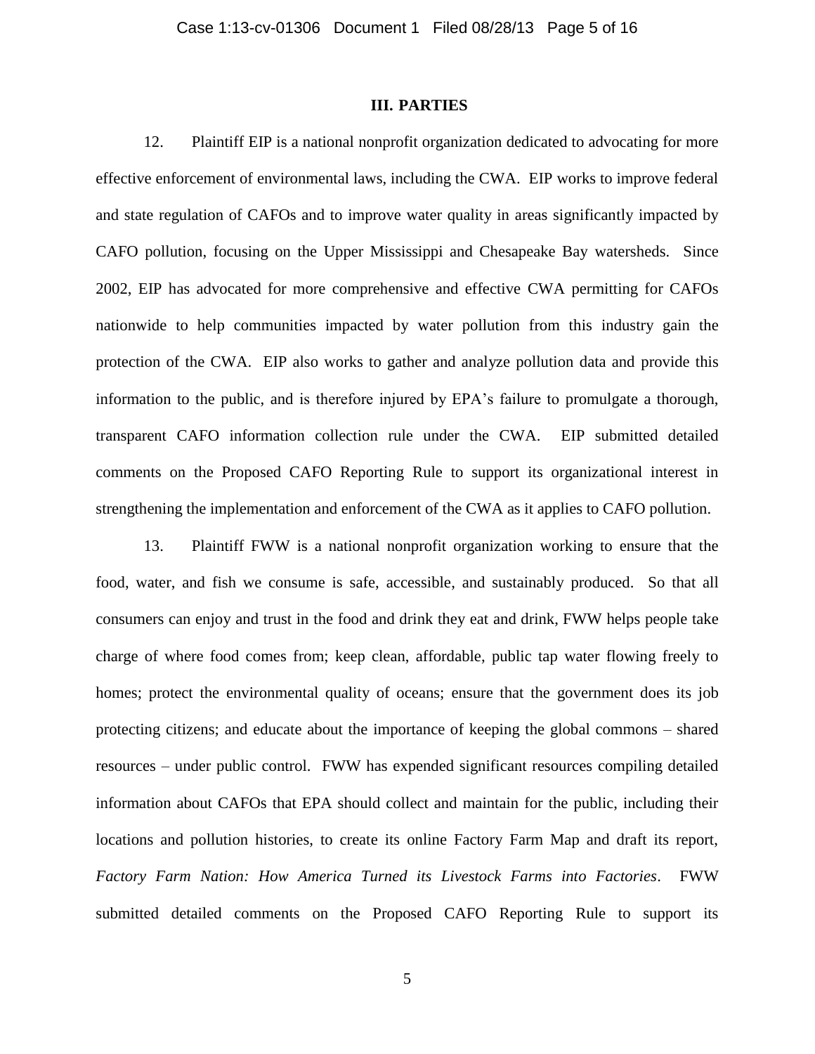## III. PARTIES

12. Plaintiff EIP is a national nonprofit organization dedicated to advocating for more effective enforcement of environmental laws, including the CWA. EIP works to improve federal and state regulation of CAFOs and to improve water quality in areas significantly impacted by CAFO pollution, focusing on the Upper Mississippi and Chesapeake Bay watersheds. Since 2002, EIP has advocated for more comprehensive and effective CWA permitting for CAFOs nationwide to help communities impacted by water pollution from this industry gain the protection of the CWA. EIP also works to gather and analyze pollution data and provide this information to the public, and is therefore injured by EPA's failure to promulgate a thorough, transparent CAFO information collection rule under the CWA. EIP submitted detailed comments on the Proposed CAFO Reporting Rule to support its organizational interest in strengthening the implementation and enforcement of the CWA as it applies to CAFO pollution.

13. Plaintiff FWW is a national nonprofit organization working to ensure that the food, water, and fish we consume is safe, accessible, and sustainably produced. So that all consumers can enjoy and trust in the food and drink they eat and drink, FWW helps people take charge of where food comes from; keep clean, affordable, public tap water flowing freely to homes; protect the environmental quality of oceans; ensure that the government does its job protecting citizens; and educate about the importance of keeping the global commons – shared resources – under public control. FWW has expended significant resources compiling detailed information about CAFOs that EPA should collect and maintain for the public, including their locations and pollution histories, to create its online Factory Farm Map and draft its report, *Factory Farm Nation: How America Turned its Livestock Farms into Factories*. FWW submitted detailed comments on the Proposed CAFO Reporting Rule to support its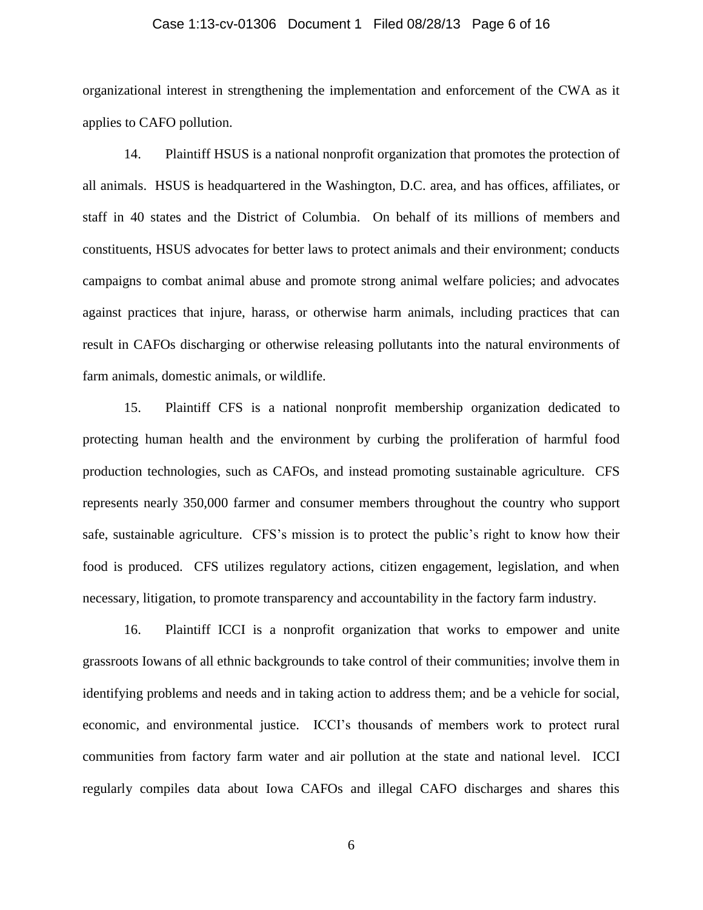organizational interest in strengthening the implementation and enforcement of the CWA as it applies to CAFO pollution.

14. Plaintiff HSUS is a national nonprofit organization that promotes the protection of all animals. HSUS is headquartered in the Washington, D.C. area, and has offices, affiliates, or staff in 40 states and the District of Columbia. On behalf of its millions of members and constituents, HSUS advocates for better laws to protect animals and their environment; conducts campaigns to combat animal abuse and promote strong animal welfare policies; and advocates against practices that injure, harass, or otherwise harm animals, including practices that can result in CAFOs discharging or otherwise releasing pollutants into the natural environments of farm animals, domestic animals, or wildlife.

15. Plaintiff CFS is a national nonprofit membership organization dedicated to protecting human health and the environment by curbing the proliferation of harmful food production technologies, such as CAFOs, and instead promoting sustainable agriculture. CFS represents nearly 350,000 farmer and consumer members throughout the country who support safe, sustainable agriculture. CFS's mission is to protect the public's right to know how their food is produced. CFS utilizes regulatory actions, citizen engagement, legislation, and when necessary, litigation, to promote transparency and accountability in the factory farm industry.

16. Plaintiff ICCI is a nonprofit organization that works to empower and unite grassroots Iowans of all ethnic backgrounds to take control of their communities; involve them in identifying problems and needs and in taking action to address them; and be a vehicle for social, economic, and environmental justice. ICCI's thousands of members work to protect rural communities from factory farm water and air pollution at the state and national level. ICCI regularly compiles data about Iowa CAFOs and illegal CAFO discharges and shares this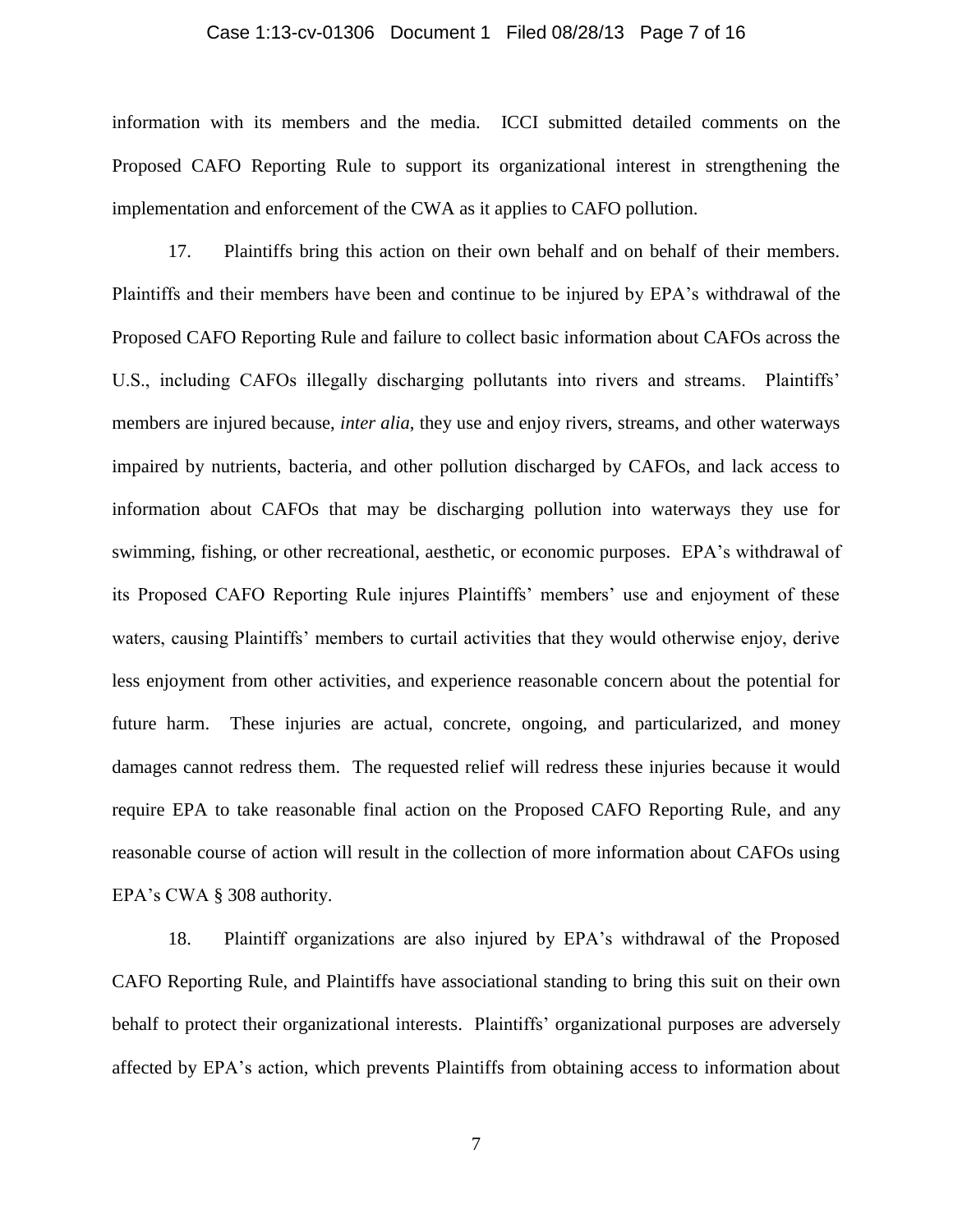information with its members and the media. ICCI submitted detailed comments on the Proposed CAFO Reporting Rule to support its organizational interest in strengthening the implementation and enforcement of the CWA as it applies to CAFO pollution.

17. Plaintiffs bring this action on their own behalf and on behalf of their members. Plaintiffs and their members have been and continue to be injured by EPA's withdrawal of the Proposed CAFO Reporting Rule and failure to collect basic information about CAFOs across the U.S., including CAFOs illegally discharging pollutants into rivers and streams. Plaintiffs' members are injured because, *inter alia*, they use and enjoy rivers, streams, and other waterways impaired by nutrients, bacteria, and other pollution discharged by CAFOs, and lack access to information about CAFOs that may be discharging pollution into waterways they use for swimming, fishing, or other recreational, aesthetic, or economic purposes. EPA's withdrawal of its Proposed CAFO Reporting Rule injures Plaintiffs' members' use and enjoyment of these waters, causing Plaintiffs' members to curtail activities that they would otherwise enjoy, derive less enjoyment from other activities, and experience reasonable concern about the potential for future harm. These injuries are actual, concrete, ongoing, and particularized, and money damages cannot redress them. The requested relief will redress these injuries because it would require EPA to take reasonable final action on the Proposed CAFO Reporting Rule, and any reasonable course of action will result in the collection of more information about CAFOs using EPA's CWA § 308 authority.

18. Plaintiff organizations are also injured by EPA's withdrawal of the Proposed CAFO Reporting Rule, and Plaintiffs have associational standing to bring this suit on their own behalf to protect their organizational interests. Plaintiffs' organizational purposes are adversely affected by EPA's action, which prevents Plaintiffs from obtaining access to information about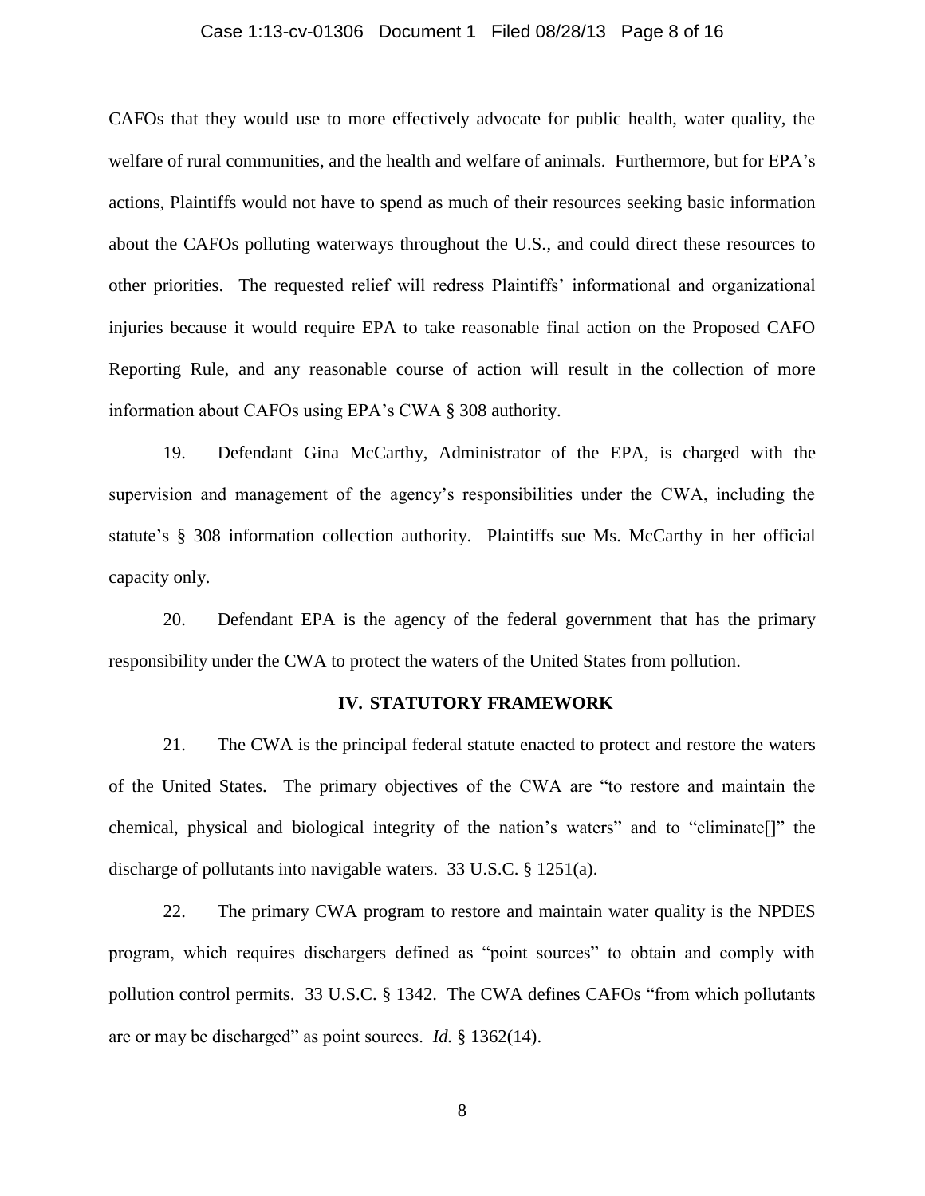CAFOs that they would use to more effectively advocate for public health, water quality, the welfare of rural communities, and the health and welfare of animals. Furthermore, but for EPA's actions, Plaintiffs would not have to spend as much of their resources seeking basic information about the CAFOs polluting waterways throughout the U.S., and could direct these resources to other priorities. The requested relief will redress Plaintiffs' informational and organizational injuries because it would require EPA to take reasonable final action on the Proposed CAFO Reporting Rule, and any reasonable course of action will result in the collection of more information about CAFOs using EPA's CWA § 308 authority.

19. Defendant Gina McCarthy, Administrator of the EPA, is charged with the supervision and management of the agency's responsibilities under the CWA, including the statute's § 308 information collection authority. Plaintiffs sue Ms. McCarthy in her official capacity only.

20. Defendant EPA is the agency of the federal government that has the primary responsibility under the CWA to protect the waters of the United States from pollution.

## IV. STATUTORY FRAMEWORK

21. The CWA is the principal federal statute enacted to protect and restore the waters of the United States. The primary objectives of the CWA are "to restore and maintain the chemical, physical and biological integrity of the nation's waters" and to "eliminate[]" the discharge of pollutants into navigable waters. 33 U.S.C. § 1251(a).

22. The primary CWA program to restore and maintain water quality is the NPDES program, which requires dischargers defined as "point sources" to obtain and comply with pollution control permits. 33 U.S.C. § 1342. The CWA defines CAFOs "from which pollutants are or may be discharged" as point sources. *Id.* § 1362(14).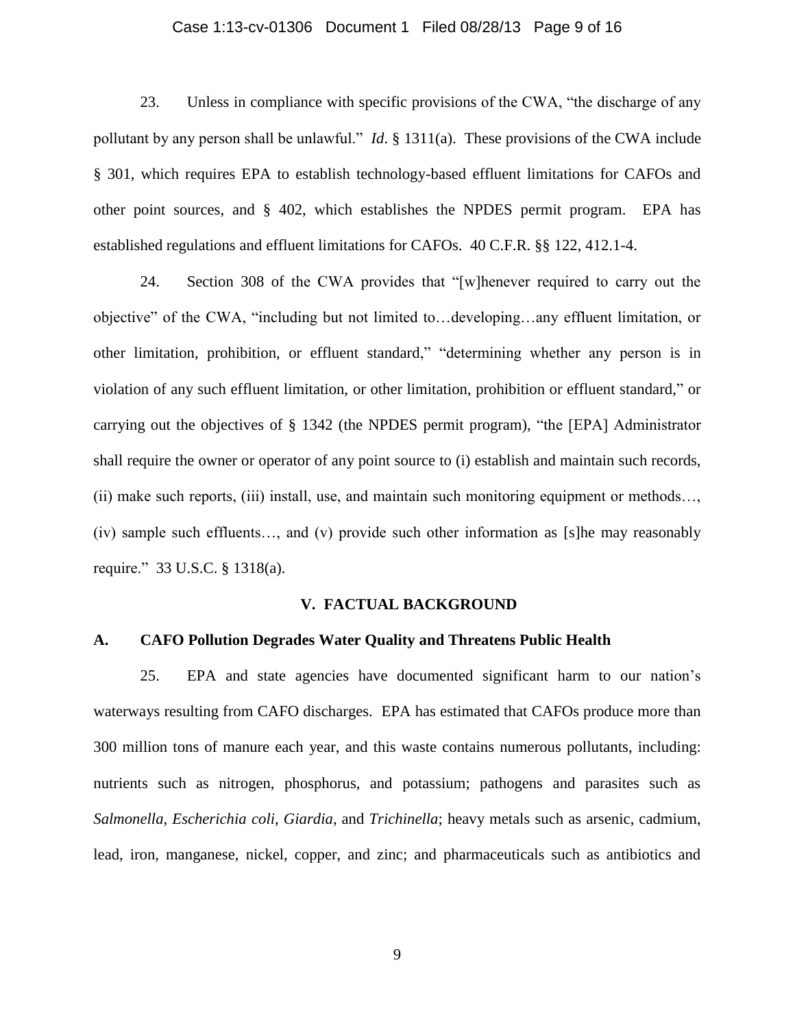23. Unless in compliance with specific provisions of the CWA, "the discharge of any pollutant by any person shall be unlawful." *Id*. § 1311(a). These provisions of the CWA include § 301, which requires EPA to establish technology-based effluent limitations for CAFOs and other point sources, and § 402, which establishes the NPDES permit program. EPA has established regulations and effluent limitations for CAFOs. 40 C.F.R. §§ 122, 412.1-4.

24. Section 308 of the CWA provides that "[w]henever required to carry out the objective" of the CWA, "including but not limited to…developing…any effluent limitation, or other limitation, prohibition, or effluent standard," "determining whether any person is in violation of any such effluent limitation, or other limitation, prohibition or effluent standard," or carrying out the objectives of § 1342 (the NPDES permit program), "the [EPA] Administrator shall require the owner or operator of any point source to (i) establish and maintain such records, (ii) make such reports, (iii) install, use, and maintain such monitoring equipment or methods…, (iv) sample such effluents…, and (v) provide such other information as [s]he may reasonably require." 33 U.S.C. § 1318(a).

## V. FACTUAL BACKGROUND

### A. CAFO Pollution Degrades Water Quality and Threatens Public Health

25. EPA and state agencies have documented significant harm to our nation's waterways resulting from CAFO discharges. EPA has estimated that CAFOs produce more than 300 million tons of manure each year, and this waste contains numerous pollutants, including: nutrients such as nitrogen, phosphorus, and potassium; pathogens and parasites such as *Salmonella*, *Escherichia coli*, *Giardia*, and *Trichinella*; heavy metals such as arsenic, cadmium, lead, iron, manganese, nickel, copper, and zinc; and pharmaceuticals such as antibiotics and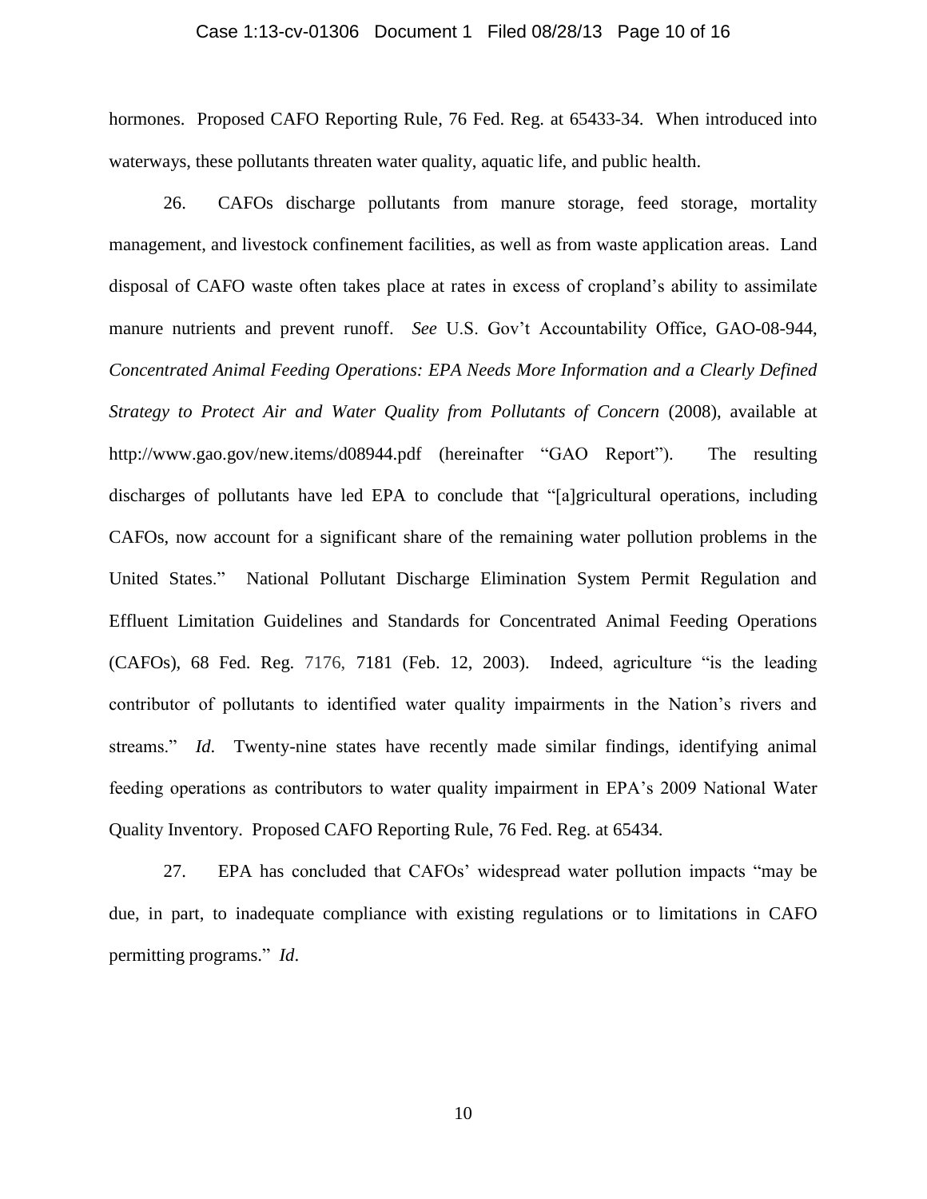hormones. Proposed CAFO Reporting Rule, 76 Fed. Reg. at 65433-34. When introduced into waterways, these pollutants threaten water quality, aquatic life, and public health.

26. CAFOs discharge pollutants from manure storage, feed storage, mortality management, and livestock confinement facilities, as well as from waste application areas. Land disposal of CAFO waste often takes place at rates in excess of cropland's ability to assimilate manure nutrients and prevent runoff. *See* U.S. Gov't Accountability Office, GAO-08-944, *Concentrated Animal Feeding Operations: EPA Needs More Information and a Clearly Defined Strategy to Protect Air and Water Quality from Pollutants of Concern* (2008), available at http://www.gao.gov/new.items/d08944.pdf (hereinafter "GAO Report"). The resulting discharges of pollutants have led EPA to conclude that "[a]gricultural operations, including CAFOs, now account for a significant share of the remaining water pollution problems in the United States." National Pollutant Discharge Elimination System Permit Regulation and Effluent Limitation Guidelines and Standards for Concentrated Animal Feeding Operations (CAFOs), 68 Fed. Reg. 7176, 7181 (Feb. 12, 2003). Indeed, agriculture "is the leading contributor of pollutants to identified water quality impairments in the Nation's rivers and streams." *Id*. Twenty-nine states have recently made similar findings, identifying animal feeding operations as contributors to water quality impairment in EPA's 2009 National Water Quality Inventory. Proposed CAFO Reporting Rule, 76 Fed. Reg. at 65434.

27. EPA has concluded that CAFOs' widespread water pollution impacts "may be due, in part, to inadequate compliance with existing regulations or to limitations in CAFO permitting programs." *Id*.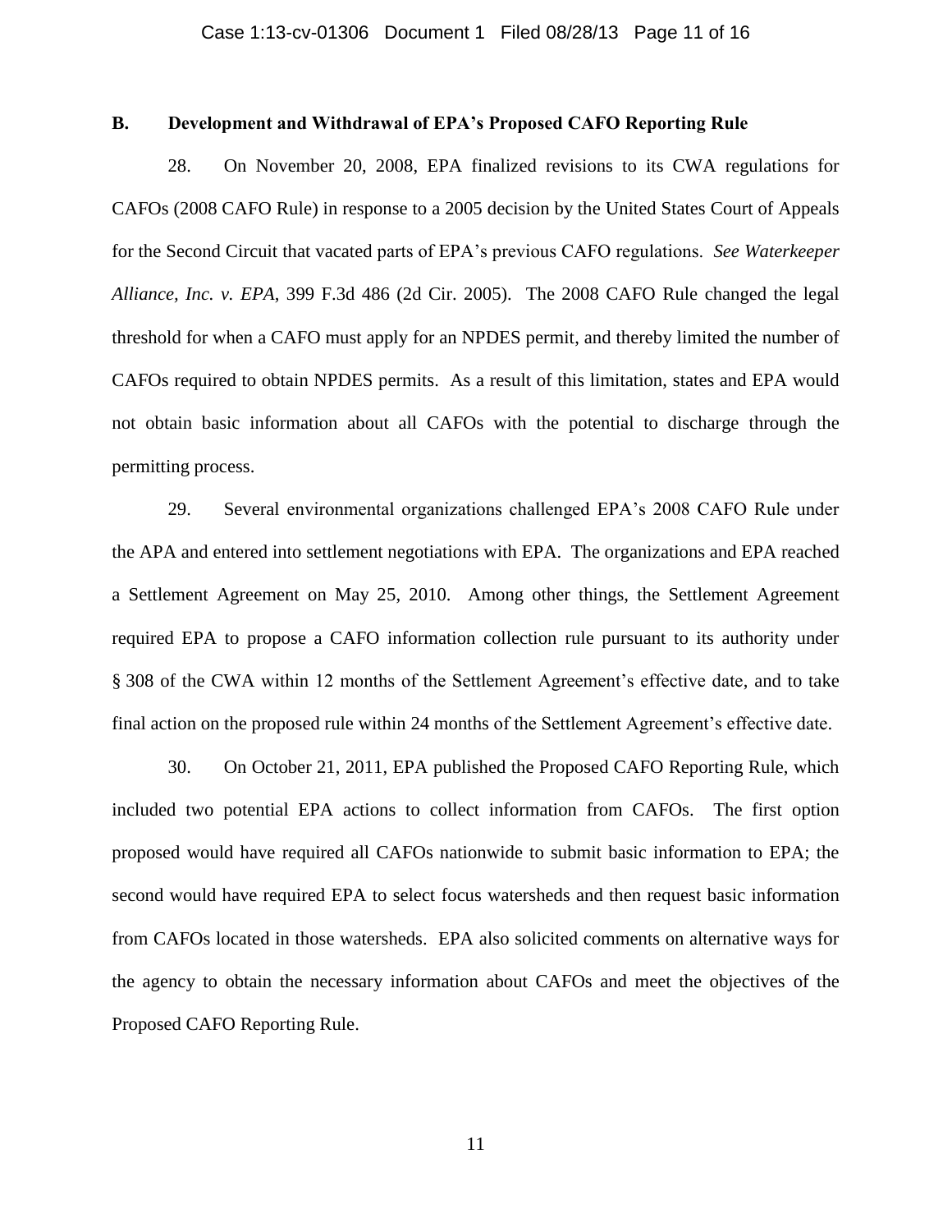### B. Development and Withdrawal of EPA's Proposed CAFO Reporting Rule

28. On November 20, 2008, EPA finalized revisions to its CWA regulations for CAFOs (2008 CAFO Rule) in response to a 2005 decision by the United States Court of Appeals for the Second Circuit that vacated parts of EPA's previous CAFO regulations. *See Waterkeeper Alliance, Inc. v. EPA*, 399 F.3d 486 (2d Cir. 2005). The 2008 CAFO Rule changed the legal threshold for when a CAFO must apply for an NPDES permit, and thereby limited the number of CAFOs required to obtain NPDES permits. As a result of this limitation, states and EPA would not obtain basic information about all CAFOs with the potential to discharge through the permitting process.

29. Several environmental organizations challenged EPA's 2008 CAFO Rule under the APA and entered into settlement negotiations with EPA. The organizations and EPA reached a Settlement Agreement on May 25, 2010. Among other things, the Settlement Agreement required EPA to propose a CAFO information collection rule pursuant to its authority under § 308 of the CWA within 12 months of the Settlement Agreement's effective date, and to take final action on the proposed rule within 24 months of the Settlement Agreement's effective date.

30. On October 21, 2011, EPA published the Proposed CAFO Reporting Rule, which included two potential EPA actions to collect information from CAFOs. The first option proposed would have required all CAFOs nationwide to submit basic information to EPA; the second would have required EPA to select focus watersheds and then request basic information from CAFOs located in those watersheds. EPA also solicited comments on alternative ways for the agency to obtain the necessary information about CAFOs and meet the objectives of the Proposed CAFO Reporting Rule.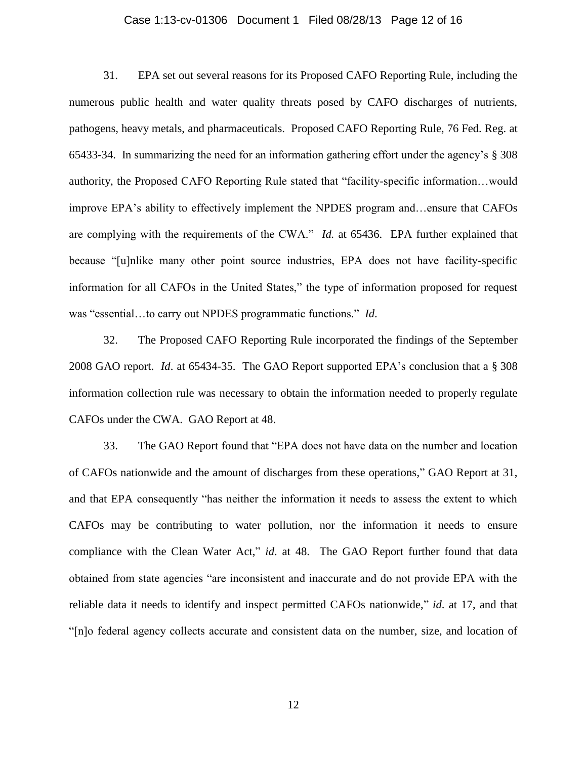31. EPA set out several reasons for its Proposed CAFO Reporting Rule, including the numerous public health and water quality threats posed by CAFO discharges of nutrients, pathogens, heavy metals, and pharmaceuticals. Proposed CAFO Reporting Rule, 76 Fed. Reg. at 65433-34. In summarizing the need for an information gathering effort under the agency's § 308 authority, the Proposed CAFO Reporting Rule stated that "facility-specific information…would improve EPA's ability to effectively implement the NPDES program and…ensure that CAFOs are complying with the requirements of the CWA." *Id.* at 65436. EPA further explained that because "[u]nlike many other point source industries, EPA does not have facility-specific information for all CAFOs in the United States," the type of information proposed for request was "essential…to carry out NPDES programmatic functions." *Id.*

32. The Proposed CAFO Reporting Rule incorporated the findings of the September 2008 GAO report. *Id*. at 65434-35. The GAO Report supported EPA's conclusion that a § 308 information collection rule was necessary to obtain the information needed to properly regulate CAFOs under the CWA. GAO Report at 48.

33. The GAO Report found that "EPA does not have data on the number and location of CAFOs nationwide and the amount of discharges from these operations," GAO Report at 31, and that EPA consequently "has neither the information it needs to assess the extent to which CAFOs may be contributing to water pollution, nor the information it needs to ensure compliance with the Clean Water Act," *id*. at 48. The GAO Report further found that data obtained from state agencies "are inconsistent and inaccurate and do not provide EPA with the reliable data it needs to identify and inspect permitted CAFOs nationwide," *id*. at 17, and that "[n]o federal agency collects accurate and consistent data on the number, size, and location of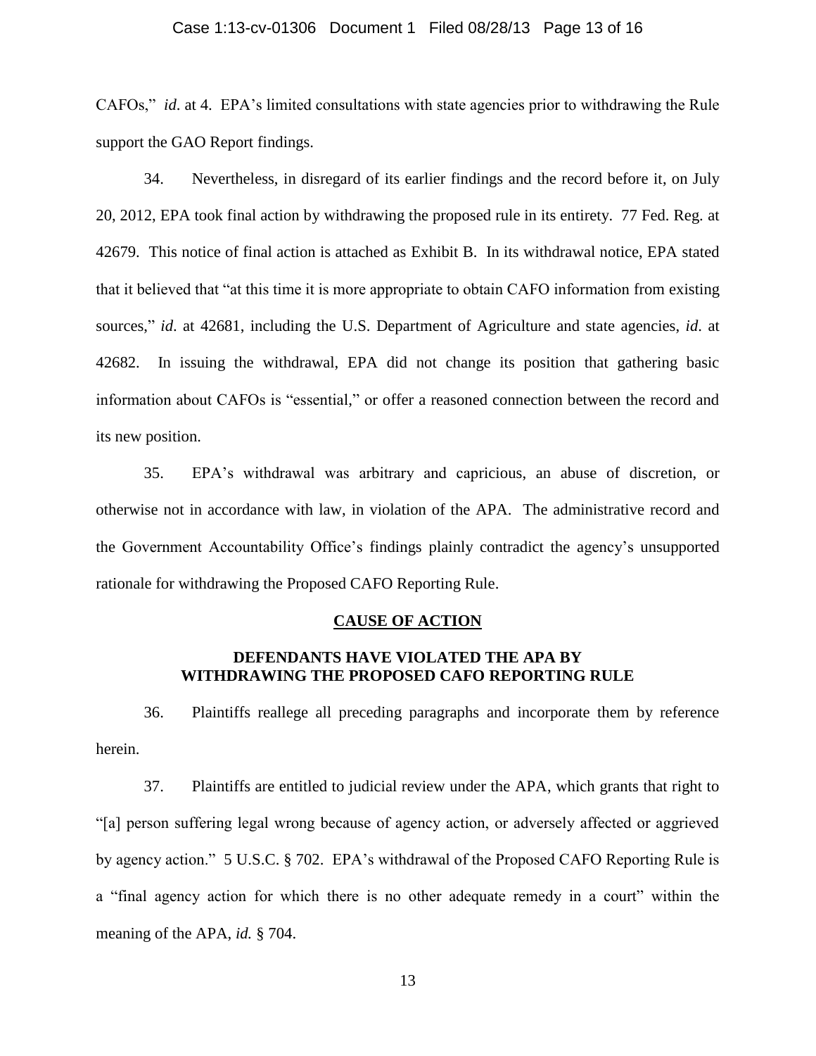CAFOs," *id*. at 4. EPA's limited consultations with state agencies prior to withdrawing the Rule support the GAO Report findings.

34. Nevertheless, in disregard of its earlier findings and the record before it, on July 20, 2012, EPA took final action by withdrawing the proposed rule in its entirety. 77 Fed. Reg. at 42679. This notice of final action is attached as Exhibit B. In its withdrawal notice, EPA stated that it believed that "at this time it is more appropriate to obtain CAFO information from existing sources," *id*. at 42681, including the U.S. Department of Agriculture and state agencies, *id*. at 42682. In issuing the withdrawal, EPA did not change its position that gathering basic information about CAFOs is "essential," or offer a reasoned connection between the record and its new position.

35. EPA's withdrawal was arbitrary and capricious, an abuse of discretion, or otherwise not in accordance with law, in violation of the APA. The administrative record and the Government Accountability Office's findings plainly contradict the agency's unsupported rationale for withdrawing the Proposed CAFO Reporting Rule.

## CAUSE OF ACTION

### DEFENDANTS HAVE VIOLATED THE APA BY WITHDRAWING THE PROPOSED CAFO REPORTING RULE

36. Plaintiffs reallege all preceding paragraphs and incorporate them by reference herein.

37. Plaintiffs are entitled to judicial review under the APA, which grants that right to "[a] person suffering legal wrong because of agency action, or adversely affected or aggrieved by agency action." 5 U.S.C. § 702. EPA's withdrawal of the Proposed CAFO Reporting Rule is a "final agency action for which there is no other adequate remedy in a court" within the meaning of the APA, *id.* § 704.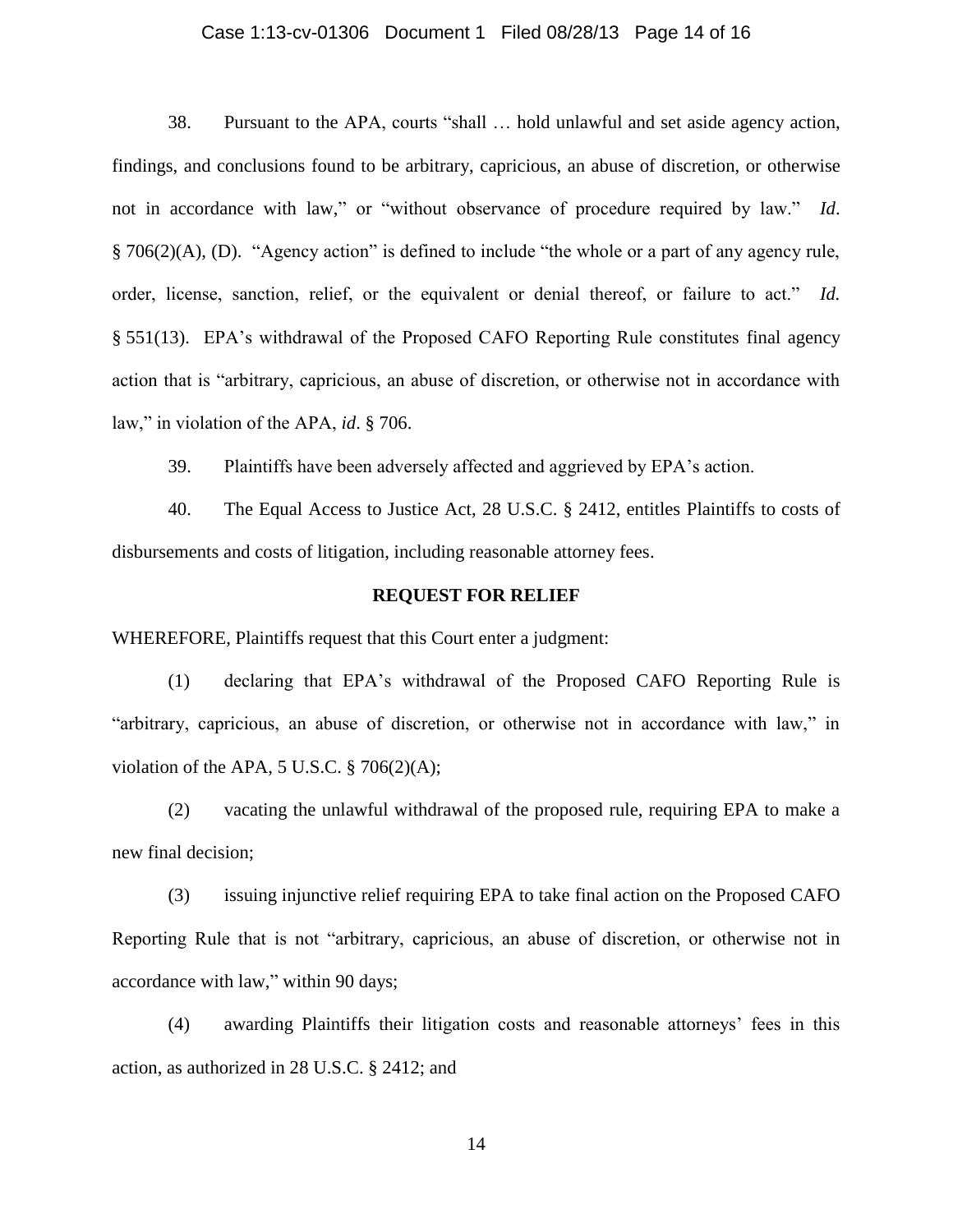38. Pursuant to the APA, courts "shall … hold unlawful and set aside agency action, findings, and conclusions found to be arbitrary, capricious, an abuse of discretion, or otherwise not in accordance with law," or "without observance of procedure required by law." *Id*. § 706(2)(A), (D). "Agency action" is defined to include "the whole or a part of any agency rule, order, license, sanction, relief, or the equivalent or denial thereof, or failure to act." *Id.* § 551(13). EPA's withdrawal of the Proposed CAFO Reporting Rule constitutes final agency action that is "arbitrary, capricious, an abuse of discretion, or otherwise not in accordance with law," in violation of the APA, *id*. § 706.

39. Plaintiffs have been adversely affected and aggrieved by EPA's action.

40. The Equal Access to Justice Act, 28 U.S.C. § 2412, entitles Plaintiffs to costs of disbursements and costs of litigation, including reasonable attorney fees.

**REQUEST FOR RELIEF**

WHEREFORE, Plaintiffs request that this Court enter a judgment:

(1) declaring that EPA's withdrawal of the Proposed CAFO Reporting Rule is "arbitrary, capricious, an abuse of discretion, or otherwise not in accordance with law," in violation of the APA, 5 U.S.C. § 706(2)(A);

(2) vacating the unlawful withdrawal of the proposed rule, requiring EPA to make a new final decision;

(3) issuing injunctive relief requiring EPA to take final action on the Proposed CAFO Reporting Rule that is not "arbitrary, capricious, an abuse of discretion, or otherwise not in accordance with law," within 90 days;

(4) awarding Plaintiffs their litigation costs and reasonable attorneys' fees in this action, as authorized in 28 U.S.C. § 2412; and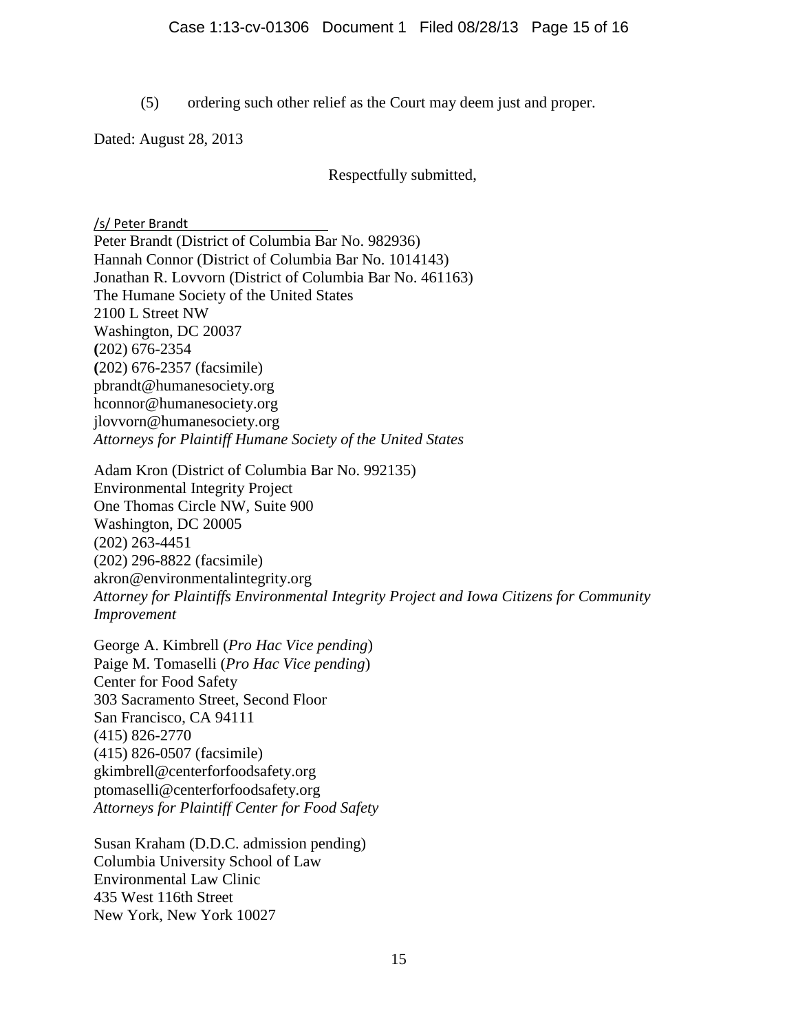(5) ordering such other relief as the Court may deem just and proper.

Dated: August 28, 2013

Respectfully submitted,

/s/ Peter Brandt

Peter Brandt (District of Columbia Bar No. 982936)
Hannah Connor (District of Columbia Bar No. 1014143)
Jonathan R. Lovvorn (District of Columbia Bar No. 461163)
The Humane Society of the United States
2100 L Street NW
Washington, DC 20037
(202) 676-2354
(202) 676-2357 (facsimile)
pbrandt@humanesociety.org
hconnor@humanesociety.org
jlovvorn@humanesociety.org
*Attorneys for Plaintiff Humane Society of the United States*

Adam Kron (District of Columbia Bar No. 992135)
Environmental Integrity Project
One Thomas Circle NW, Suite 900
Washington, DC 20005
(202) 263-4451
(202) 296-8822 (facsimile)
akron@environmentalintegrity.org
*Attorney for Plaintiffs Environmental Integrity Project and Iowa Citizens for Community Improvement*

George A. Kimbrell (*Pro Hac Vice pending*)
Paige M. Tomaselli (*Pro Hac Vice pending*)
Center for Food Safety
303 Sacramento Street, Second Floor
San Francisco, CA 94111
(415) 826-2770
(415) 826-0507 (facsimile)
gkimbrell@centerforfoodsafety.org
ptomaselli@centerforfoodsafety.org
*Attorneys for Plaintiff Center for Food Safety*

Susan Kraham (D.D.C. admission pending)
Columbia University School of Law
Environmental Law Clinic
435 West 116th Street
New York, New York 10027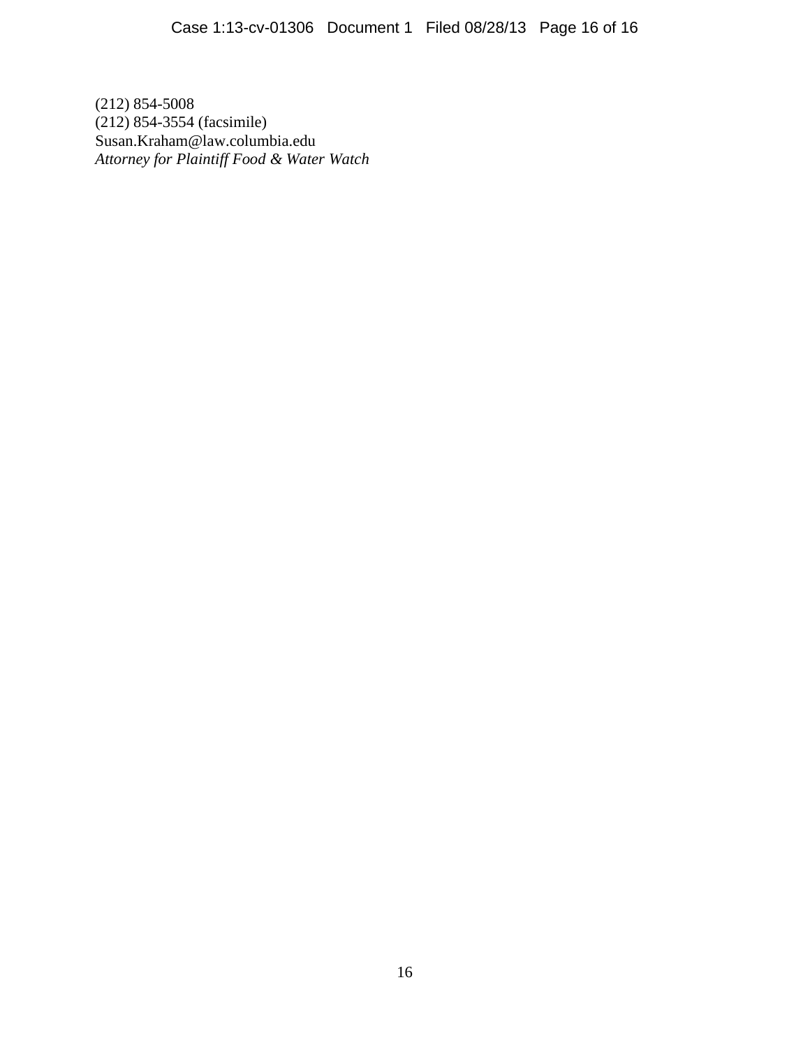(212) 854-5008
(212) 854-3554 (facsimile)
Susan.Kraham@law.columbia.edu
*Attorney for Plaintiff Food & Water Watch*